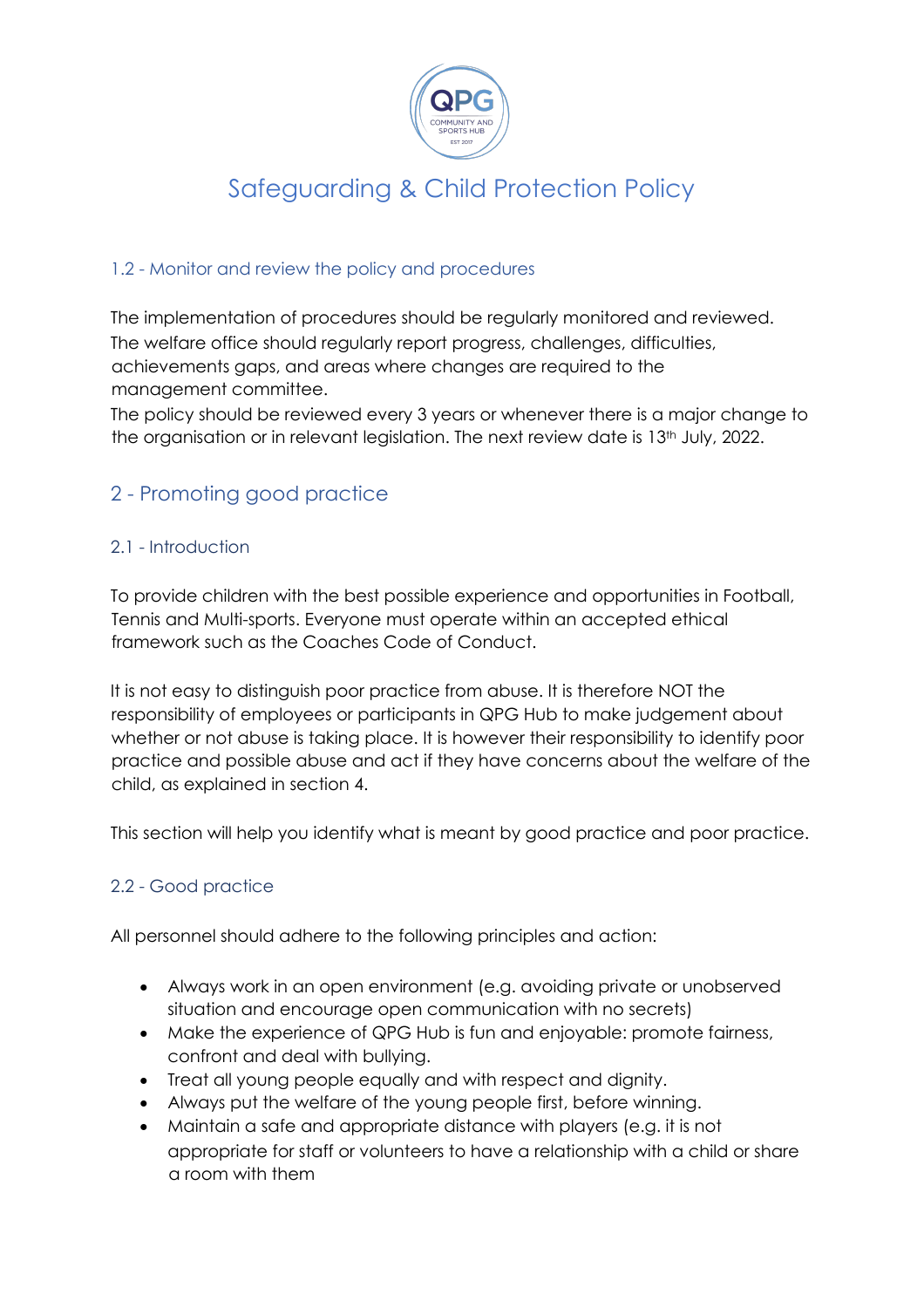# Safeguarding & Child Protection Policy

### 1.2 - Monitor and review the policy and procedures

The implementation of procedures should be regularly monitored and reviewed. The welfare office should regularly report progress, challenges, difficulties, achievements gaps, and areas where changes are required to the management committee.
The policy should be reviewed every 3 years or whenever there is a major change to the organisation or in relevant legislation. The next review date is 13th July, 2022.

## 2 - Promoting good practice

### 2.1 - Introduction

To provide children with the best possible experience and opportunities in Football, Tennis and Multi-sports. Everyone must operate within an accepted ethical framework such as the Coaches Code of Conduct.

It is not easy to distinguish poor practice from abuse. It is therefore NOT the responsibility of employees or participants in QPG Hub to make judgement about whether or not abuse is taking place. It is however their responsibility to identify poor practice and possible abuse and act if they have concerns about the welfare of the child, as explained in section 4.

This section will help you identify what is meant by good practice and poor practice.

### 2.2 - Good practice

All personnel should adhere to the following principles and action:

- Always work in an open environment (e.g. avoiding private or unobserved situation and encourage open communication with no secrets)
- Make the experience of QPG Hub is fun and enjoyable: promote fairness, confront and deal with bullying.
- Treat all young people equally and with respect and dignity.
- Always put the welfare of the young people first, before winning.
- Maintain a safe and appropriate distance with players (e.g. it is not appropriate for staff or volunteers to have a relationship with a child or share a room with them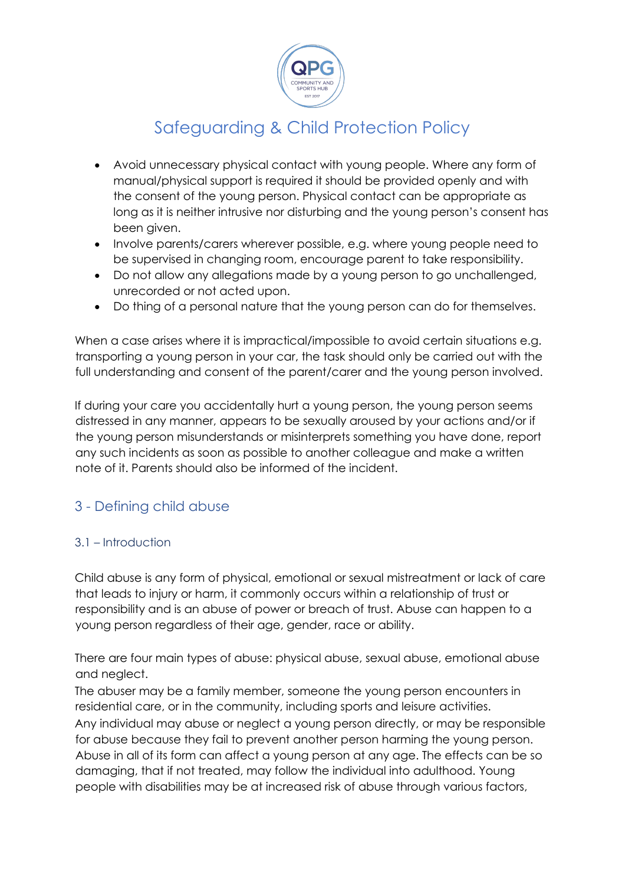- Avoid unnecessary physical contact with young people. Where any form of manual/physical support is required it should be provided openly and with the consent of the young person. Physical contact can be appropriate as long as it is neither intrusive nor disturbing and the young person's consent has been given.
- Involve parents/carers wherever possible, e.g. where young people need to be supervised in changing room, encourage parent to take responsibility.
- Do not allow any allegations made by a young person to go unchallenged, unrecorded or not acted upon.
- Do thing of a personal nature that the young person can do for themselves.

When a case arises where it is impractical/impossible to avoid certain situations e.g. transporting a young person in your car, the task should only be carried out with the full understanding and consent of the parent/carer and the young person involved.

If during your care you accidentally hurt a young person, the young person seems distressed in any manner, appears to be sexually aroused by your actions and/or if the young person misunderstands or misinterprets something you have done, report any such incidents as soon as possible to another colleague and make a written note of it. Parents should also be informed of the incident.

## 3 - Defining child abuse

### 3.1 – Introduction

Child abuse is any form of physical, emotional or sexual mistreatment or lack of care that leads to injury or harm, it commonly occurs within a relationship of trust or responsibility and is an abuse of power or breach of trust. Abuse can happen to a young person regardless of their age, gender, race or ability.

There are four main types of abuse: physical abuse, sexual abuse, emotional abuse and neglect.
The abuser may be a family member, someone the young person encounters in residential care, or in the community, including sports and leisure activities.
Any individual may abuse or neglect a young person directly, or may be responsible for abuse because they fail to prevent another person harming the young person.
Abuse in all of its form can affect a young person at any age. The effects can be so damaging, that if not treated, may follow the individual into adulthood. Young people with disabilities may be at increased risk of abuse through various factors,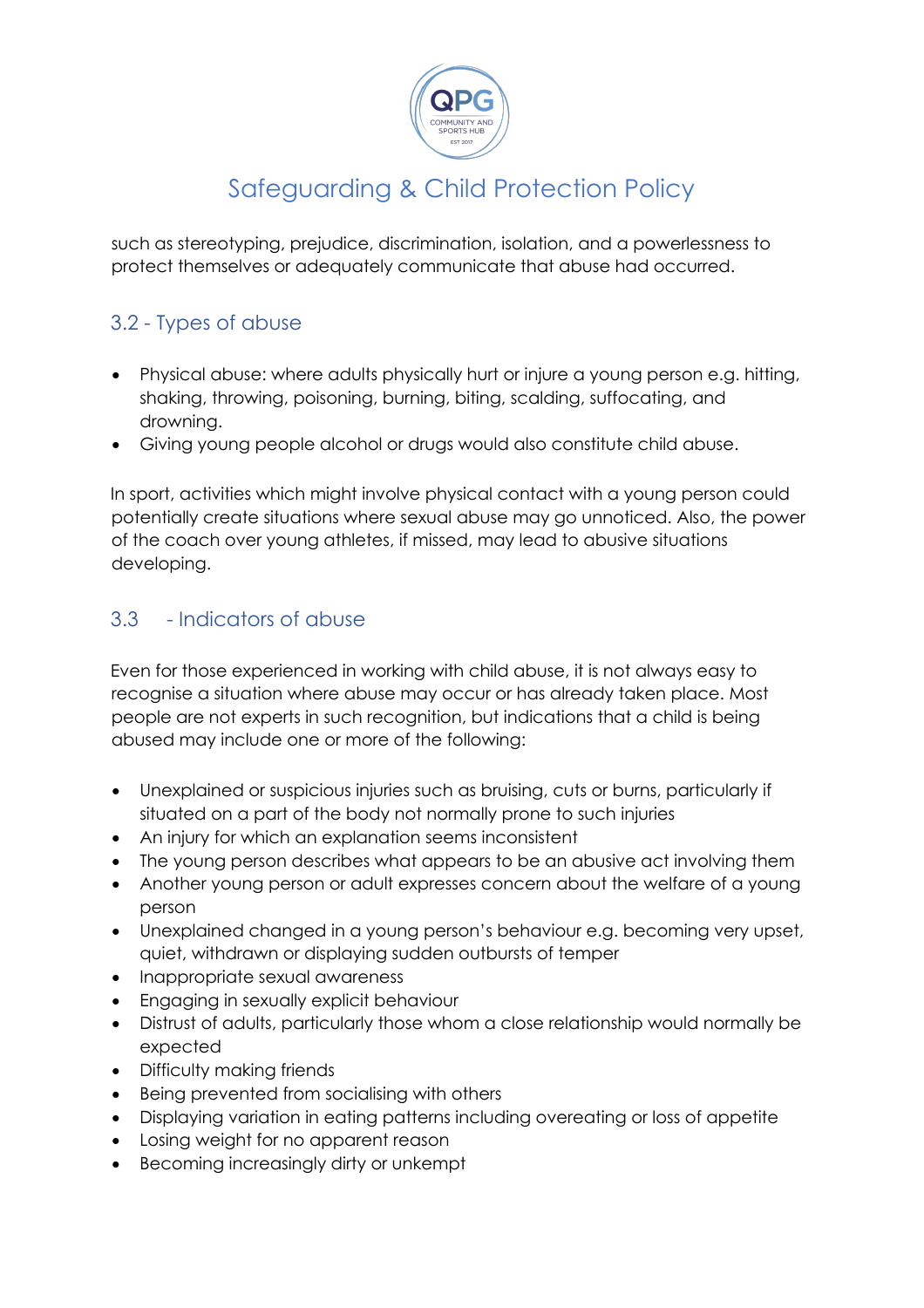such as stereotyping, prejudice, discrimination, isolation, and a powerlessness to protect themselves or adequately communicate that abuse had occurred.

## 3.2 - Types of abuse

- Physical abuse: where adults physically hurt or injure a young person e.g. hitting, shaking, throwing, poisoning, burning, biting, scalding, suffocating, and drowning.
- Giving young people alcohol or drugs would also constitute child abuse.

In sport, activities which might involve physical contact with a young person could potentially create situations where sexual abuse may go unnoticed. Also, the power of the coach over young athletes, if missed, may lead to abusive situations developing.

## 3.3 - Indicators of abuse

Even for those experienced in working with child abuse, it is not always easy to recognise a situation where abuse may occur or has already taken place. Most people are not experts in such recognition, but indications that a child is being abused may include one or more of the following:

- Unexplained or suspicious injuries such as bruising, cuts or burns, particularly if situated on a part of the body not normally prone to such injuries
- An injury for which an explanation seems inconsistent
- The young person describes what appears to be an abusive act involving them
- Another young person or adult expresses concern about the welfare of a young person
- Unexplained changed in a young person's behaviour e.g. becoming very upset, quiet, withdrawn or displaying sudden outbursts of temper
- Inappropriate sexual awareness
- Engaging in sexually explicit behaviour
- Distrust of adults, particularly those whom a close relationship would normally be expected
- Difficulty making friends
- Being prevented from socialising with others
- Displaying variation in eating patterns including overeating or loss of appetite
- Losing weight for no apparent reason
- Becoming increasingly dirty or unkempt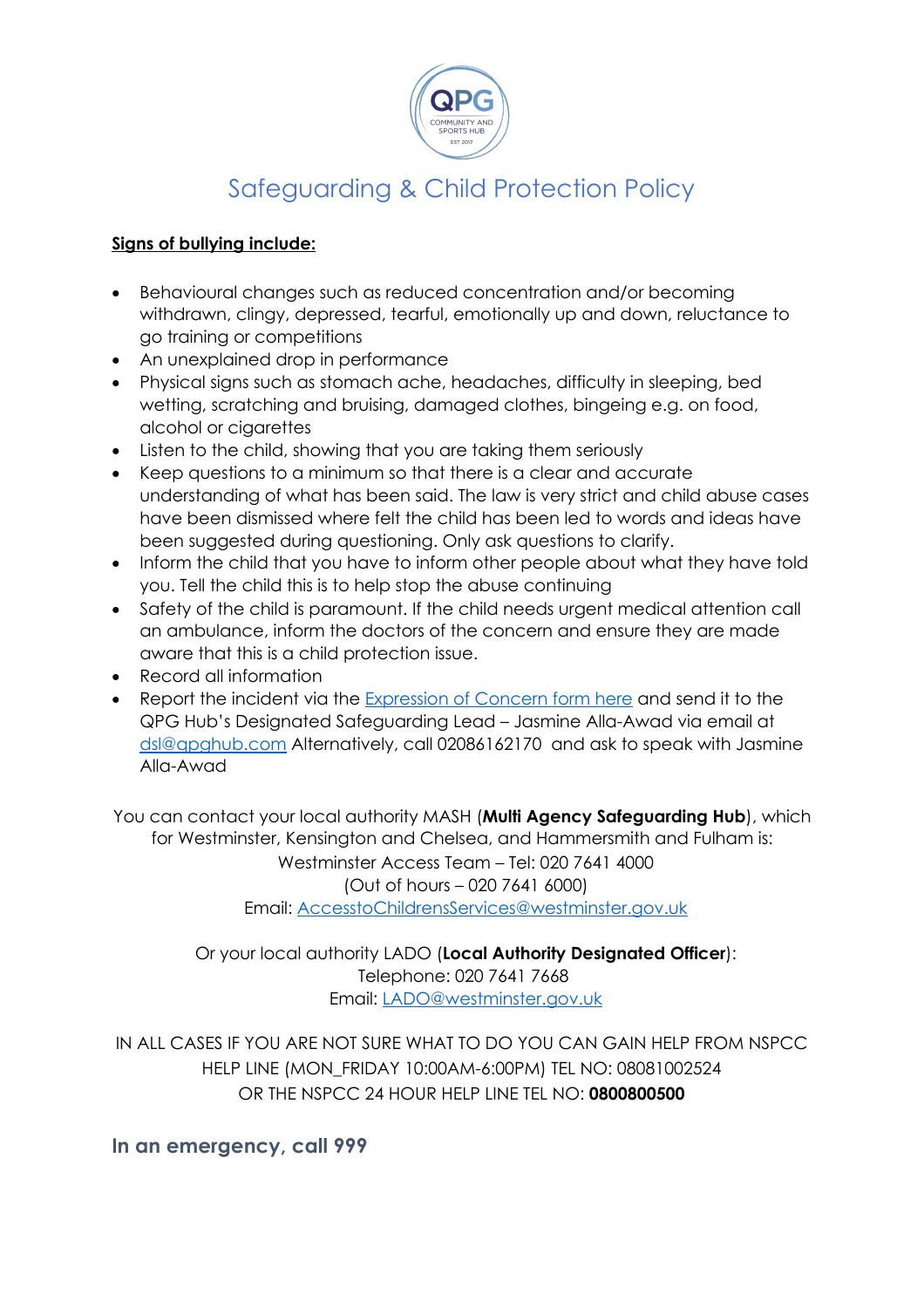# Safeguarding & Child Protection Policy

**Signs of bullying include:**

- Behavioural changes such as reduced concentration and/or becoming withdrawn, clingy, depressed, tearful, emotionally up and down, reluctance to go training or competitions
- An unexplained drop in performance
- Physical signs such as stomach ache, headaches, difficulty in sleeping, bed wetting, scratching and bruising, damaged clothes, bingeing e.g. on food, alcohol or cigarettes
- Listen to the child, showing that you are taking them seriously
- Keep questions to a minimum so that there is a clear and accurate understanding of what has been said. The law is very strict and child abuse cases have been dismissed where felt the child has been led to words and ideas have been suggested during questioning. Only ask questions to clarify.
- Inform the child that you have to inform other people about what they have told you. Tell the child this is to help stop the abuse continuing
- Safety of the child is paramount. If the child needs urgent medical attention call an ambulance, inform the doctors of the concern and ensure they are made aware that this is a child protection issue.
- Record all information
- Report the incident via the Expression of Concern form here and send it to the QPG Hub's Designated Safeguarding Lead – Jasmine Alla-Awad via email at dsl@qpghub.com Alternatively, call 02086162170 and ask to speak with Jasmine Alla-Awad

You can contact your local authority MASH (**Multi Agency Safeguarding Hub**), which for Westminster, Kensington and Chelsea, and Hammersmith and Fulham is:
Westminster Access Team – Tel: 020 7641 4000
(Out of hours – 020 7641 6000)
Email: AccesstoChildrensServices@westminster.gov.uk

Or your local authority LADO (**Local Authority Designated Officer**):
Telephone: 020 7641 7668
Email: LADO@westminster.gov.uk

IN ALL CASES IF YOU ARE NOT SURE WHAT TO DO YOU CAN GAIN HELP FROM NSPCC HELP LINE (MON_FRIDAY 10:00AM-6:00PM) TEL NO: 08081002524
OR THE NSPCC 24 HOUR HELP LINE TEL NO: **0800800500**

**In an emergency, call 999**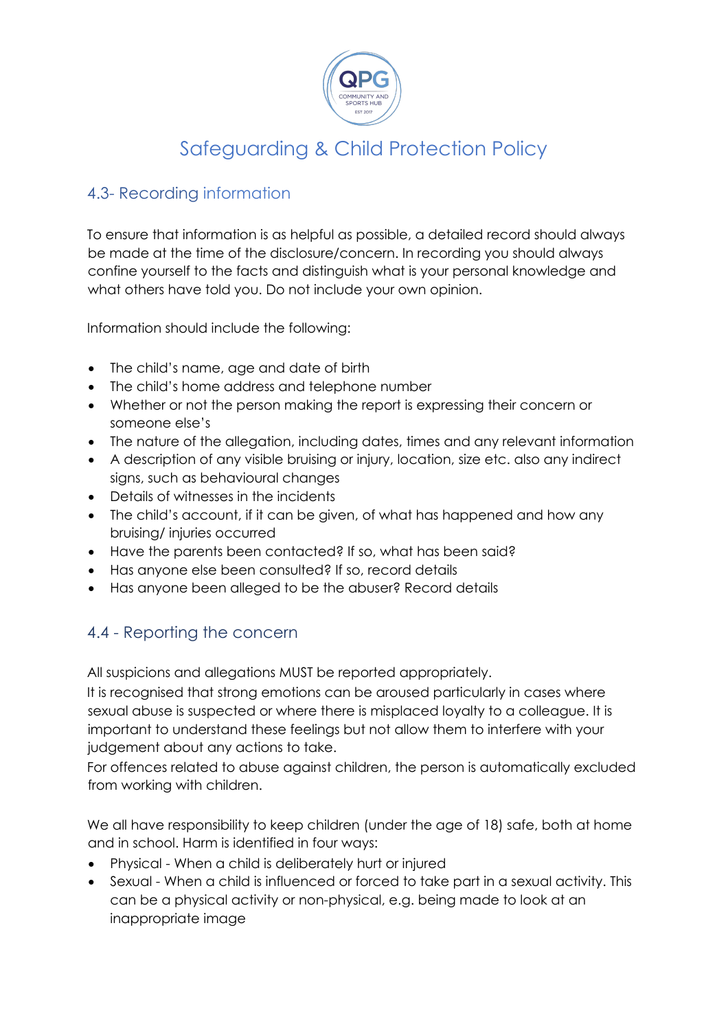# Safeguarding & Child Protection Policy

## 4.3- Recording information

To ensure that information is as helpful as possible, a detailed record should always be made at the time of the disclosure/concern. In recording you should always confine yourself to the facts and distinguish what is your personal knowledge and what others have told you. Do not include your own opinion.

Information should include the following:

- The child's name, age and date of birth
- The child's home address and telephone number
- Whether or not the person making the report is expressing their concern or someone else's
- The nature of the allegation, including dates, times and any relevant information
- A description of any visible bruising or injury, location, size etc. also any indirect signs, such as behavioural changes
- Details of witnesses in the incidents
- The child's account, if it can be given, of what has happened and how any bruising/ injuries occurred
- Have the parents been contacted? If so, what has been said?
- Has anyone else been consulted? If so, record details
- Has anyone been alleged to be the abuser? Record details

## 4.4 - Reporting the concern

All suspicions and allegations MUST be reported appropriately.
It is recognised that strong emotions can be aroused particularly in cases where sexual abuse is suspected or where there is misplaced loyalty to a colleague. It is important to understand these feelings but not allow them to interfere with your judgement about any actions to take.
For offences related to abuse against children, the person is automatically excluded from working with children.

We all have responsibility to keep children (under the age of 18) safe, both at home and in school. Harm is identified in four ways:

- Physical - When a child is deliberately hurt or injured
- Sexual - When a child is influenced or forced to take part in a sexual activity. This can be a physical activity or non-physical, e.g. being made to look at an inappropriate image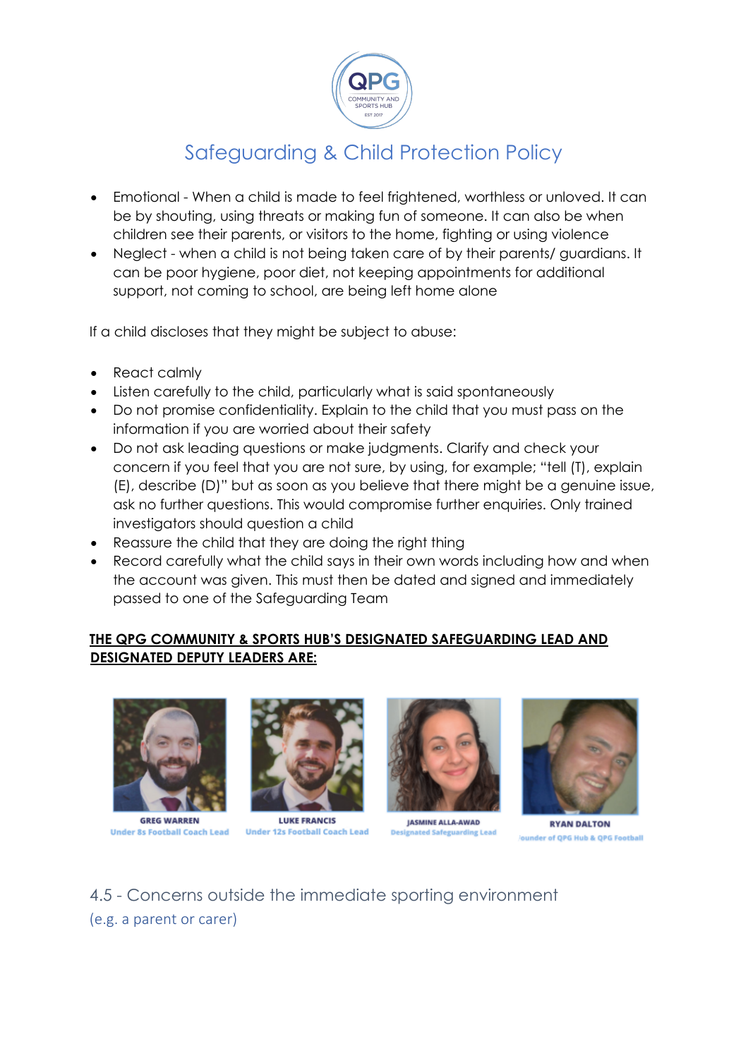- Emotional - When a child is made to feel frightened, worthless or unloved. It can be by shouting, using threats or making fun of someone. It can also be when children see their parents, or visitors to the home, fighting or using violence
- Neglect - when a child is not being taken care of by their parents/ guardians. It can be poor hygiene, poor diet, not keeping appointments for additional support, not coming to school, are being left home alone

If a child discloses that they might be subject to abuse:

- React calmly
- Listen carefully to the child, particularly what is said spontaneously
- Do not promise confidentiality. Explain to the child that you must pass on the information if you are worried about their safety
- Do not ask leading questions or make judgments. Clarify and check your concern if you feel that you are not sure, by using, for example; "tell (T), explain (E), describe (D)" but as soon as you believe that there might be a genuine issue, ask no further questions. This would compromise further enquiries. Only trained investigators should question a child
- Reassure the child that they are doing the right thing
- Record carefully what the child says in their own words including how and when the account was given. This must then be dated and signed and immediately passed to one of the Safeguarding Team

**THE QPG COMMUNITY & SPORTS HUB'S DESIGNATED SAFEGUARDING LEAD AND DESIGNATED DEPUTY LEADERS ARE:**

**GREG WARREN**
Under 8s Football Coach Lead

**LUKE FRANCIS**
Under 12s Football Coach Lead

**JASMINE ALLA-AWAD**
Designated Safeguarding Lead

**RYAN DALTON**
Founder of QPG Hub & QPG Football

## 4.5 - Concerns outside the immediate sporting environment

(e.g. a parent or carer)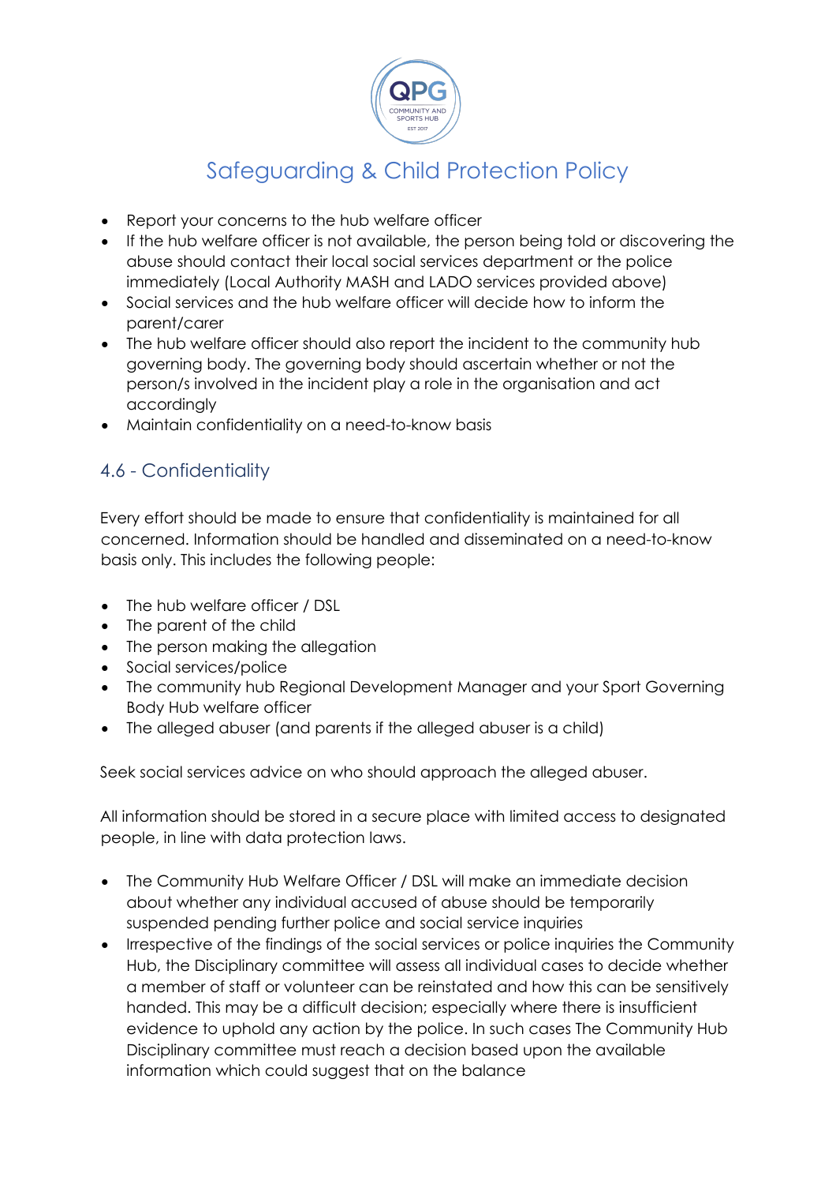- Report your concerns to the hub welfare officer
- If the hub welfare officer is not available, the person being told or discovering the abuse should contact their local social services department or the police immediately (Local Authority MASH and LADO services provided above)
- Social services and the hub welfare officer will decide how to inform the parent/carer
- The hub welfare officer should also report the incident to the community hub governing body. The governing body should ascertain whether or not the person/s involved in the incident play a role in the organisation and act accordingly
- Maintain confidentiality on a need-to-know basis

## 4.6 - Confidentiality

Every effort should be made to ensure that confidentiality is maintained for all concerned. Information should be handled and disseminated on a need-to-know basis only. This includes the following people:

- The hub welfare officer / DSL
- The parent of the child
- The person making the allegation
- Social services/police
- The community hub Regional Development Manager and your Sport Governing Body Hub welfare officer
- The alleged abuser (and parents if the alleged abuser is a child)

Seek social services advice on who should approach the alleged abuser.

All information should be stored in a secure place with limited access to designated people, in line with data protection laws.

- The Community Hub Welfare Officer / DSL will make an immediate decision about whether any individual accused of abuse should be temporarily suspended pending further police and social service inquiries
- Irrespective of the findings of the social services or police inquiries the Community Hub, the Disciplinary committee will assess all individual cases to decide whether a member of staff or volunteer can be reinstated and how this can be sensitively handed. This may be a difficult decision; especially where there is insufficient evidence to uphold any action by the police. In such cases The Community Hub Disciplinary committee must reach a decision based upon the available information which could suggest that on the balance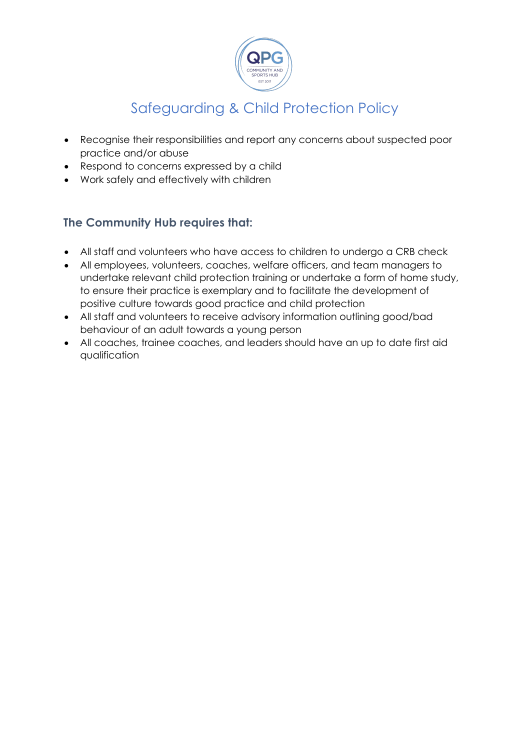- Recognise their responsibilities and report any concerns about suspected poor practice and/or abuse
- Respond to concerns expressed by a child
- Work safely and effectively with children

### The Community Hub requires that:

- All staff and volunteers who have access to children to undergo a CRB check
- All employees, volunteers, coaches, welfare officers, and team managers to undertake relevant child protection training or undertake a form of home study, to ensure their practice is exemplary and to facilitate the development of positive culture towards good practice and child protection
- All staff and volunteers to receive advisory information outlining good/bad behaviour of an adult towards a young person
- All coaches, trainee coaches, and leaders should have an up to date first aid qualification